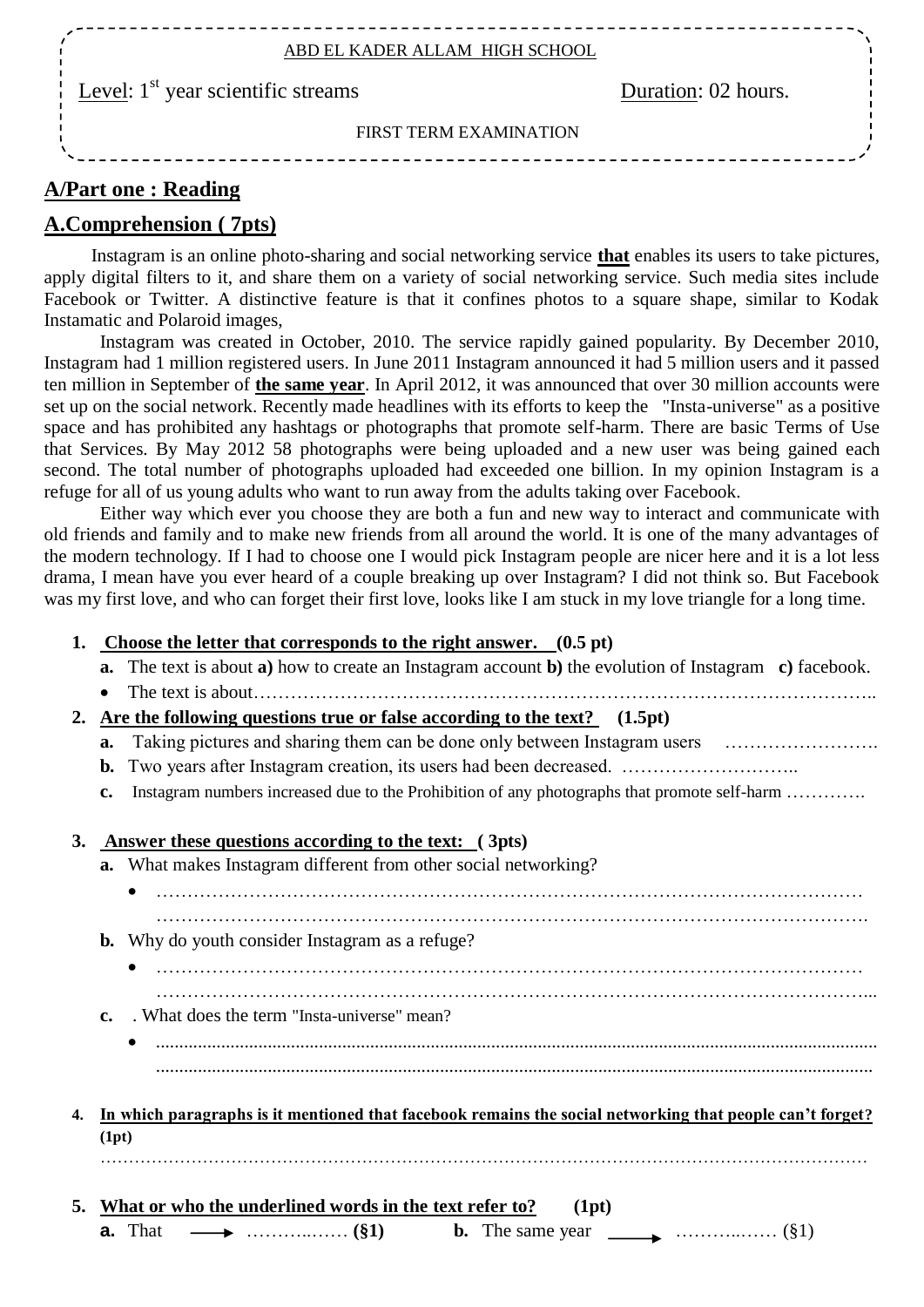ABD EL KADER ALLAM HIGH SCHOOL

Level: 1st year scientific streams — Duration: 02 hours.

FIRST TERM EXAMINATION

## A/Part one : Reading

## A.Comprehension ( 7pts)

Instagram is an online photo-sharing and social networking service **that** enables its users to take pictures, apply digital filters to it, and share them on a variety of social networking service. Such media sites include Facebook or Twitter. A distinctive feature is that it confines photos to a square shape, similar to Kodak Instamatic and Polaroid images,

Instagram was created in October, 2010. The service rapidly gained popularity. By December 2010, Instagram had 1 million registered users. In June 2011 Instagram announced it had 5 million users and it passed ten million in September of **the same year**. In April 2012, it was announced that over 30 million accounts were set up on the social network. Recently made headlines with its efforts to keep the "Insta-universe" as a positive space and has prohibited any hashtags or photographs that promote self-harm. There are basic Terms of Use that Services. By May 2012 58 photographs were being uploaded and a new user was being gained each second. The total number of photographs uploaded had exceeded one billion. In my opinion Instagram is a refuge for all of us young adults who want to run away from the adults taking over Facebook.

Either way which ever you choose they are both a fun and new way to interact and communicate with old friends and family and to make new friends from all around the world. It is one of the many advantages of the modern technology. If I had to choose one I would pick Instagram people are nicer here and it is a lot less drama, I mean have you ever heard of a couple breaking up over Instagram? I did not think so. But Facebook was my first love, and who can forget their first love, looks like I am stuck in my love triangle for a long time.

1. **Choose the letter that corresponds to the right answer. (0.5 pt)**
   - **a.** The text is about **a)** how to create an Instagram account **b)** the evolution of Instagram **c)** facebook.
   - The text is about……………………………………………………………………………………..
2. **Are the following questions true or false according to the text? (1.5pt)**
   - **a.** Taking pictures and sharing them can be done only between Instagram users …………………….
   - **b.** Two years after Instagram creation, its users had been decreased. ………………………..
   - **c.** Instagram numbers increased due to the Prohibition of any photographs that promote self-harm ………….
3. **Answer these questions according to the text: ( 3pts)**
   - **a.** What makes Instagram different from other social networking?
     - ………………………………………………………………………………………………… ………………………………………………………………………………………………….
   - **b.** Why do youth consider Instagram as a refuge?
     - ………………………………………………………………………………………………… …………………………………………………………………………………………………...
   - **c.** . What does the term "Insta-universe" mean?
     - ........................................................................................................................................... ...........................................................................................................................................
4. **In which paragraphs is it mentioned that facebook remains the social networking that people can't forget? (1pt)**

   …………………………………………………………………………………………………………

5. **What or who the underlined words in the text refer to? (1pt)**

   **a.** That ⟶ ………..…… **(§1)** **b.** The same year ⟶ ………..…… (§1)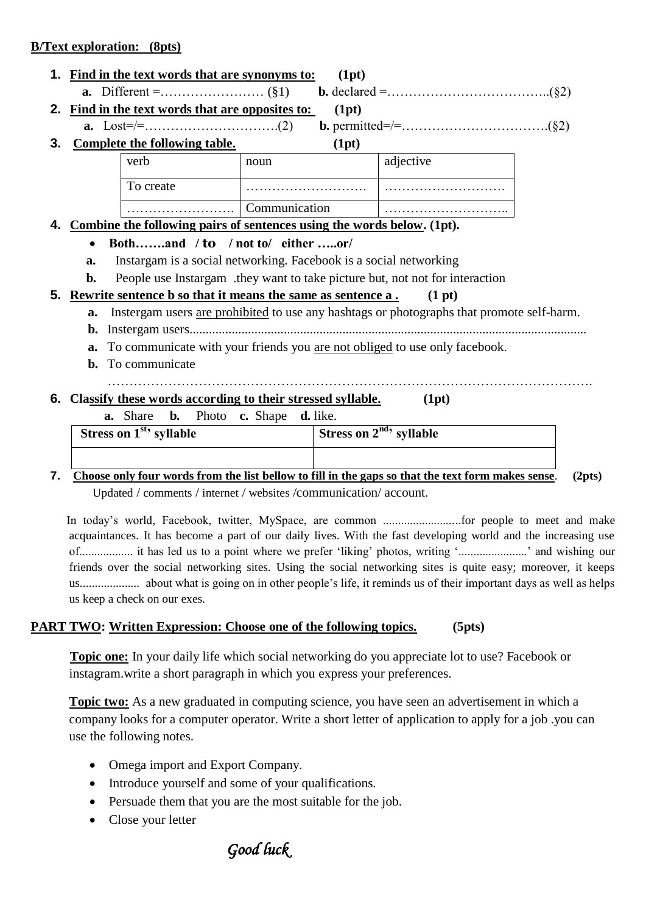**B/Text exploration: (8pts)**

1. **Find in the text words that are synonyms to: (1pt)**
   - **a.** Different =…………………… (§1) **b.** declared =………………………………..(§2)
2. **Find in the text words that are opposites to: (1pt)**
   - **a.** Lost=/=………………………….(2) **b.** permitted=/=…………………………….(§2)
3. **Complete the following table. (1pt)**

| verb | noun | adjective |
|---|---|---|
| To create | ………………………. | ………………………. |
| ……………………. | Communication | ……………………….. |

4. **Combine the following pairs of sentences using the words below. (1pt).**
   - **Both…….and / to / not to/ either …..or/**
   - **a.** Instargam is a social networking. Facebook is a social networking
   - **b.** People use Instargam .they want to take picture but, not not for interaction
5. **Rewrite sentence b so that it means the same as sentence a . (1 pt)**
   - **a.** Instergam users <u>are prohibited</u> to use any hashtags or photographs that promote self-harm.
   - **b.** Instergam users..........................................................................................................................
   - **a.** To communicate with your friends you <u>are not obliged</u> to use only facebook.
   - **b.** To communicate ……………………………………………………………………………………………….
6. **Classify these words according to their stressed syllable. (1pt)**
   - **a.** Share **b.** Photo **c.** Shape **d.** like.

| Stress on 1st' syllable | Stress on 2nd' syllable |
|---|---|
| | |

7. **Choose only four words from the list bellow to fill in the gaps so that the text form makes sense. (2pts)**

   Updated / comments / internet / websites /communication/ account.

In today's world, Facebook, twitter, MySpace, are common ..........................for people to meet and make acquaintances. It has become a part of our daily lives. With the fast developing world and the increasing use of.................. it has led us to a point where we prefer 'liking' photos, writing '.......................' and wishing our friends over the social networking sites. Using the social networking sites is quite easy; moreover, it keeps us.................... about what is going on in other people's life, it reminds us of their important days as well as helps us keep a check on our exes.

**PART TWO: Written Expression: Choose one of the following topics. (5pts)**

**Topic one:** In your daily life which social networking do you appreciate lot to use? Facebook or instagram.write a short paragraph in which you express your preferences.

**Topic two:** As a new graduated in computing science, you have seen an advertisement in which a company looks for a computer operator. Write a short letter of application to apply for a job .you can use the following notes.

- Omega import and Export Company.
- Introduce yourself and some of your qualifications.
- Persuade them that you are the most suitable for the job.
- Close your letter

*Good luck*